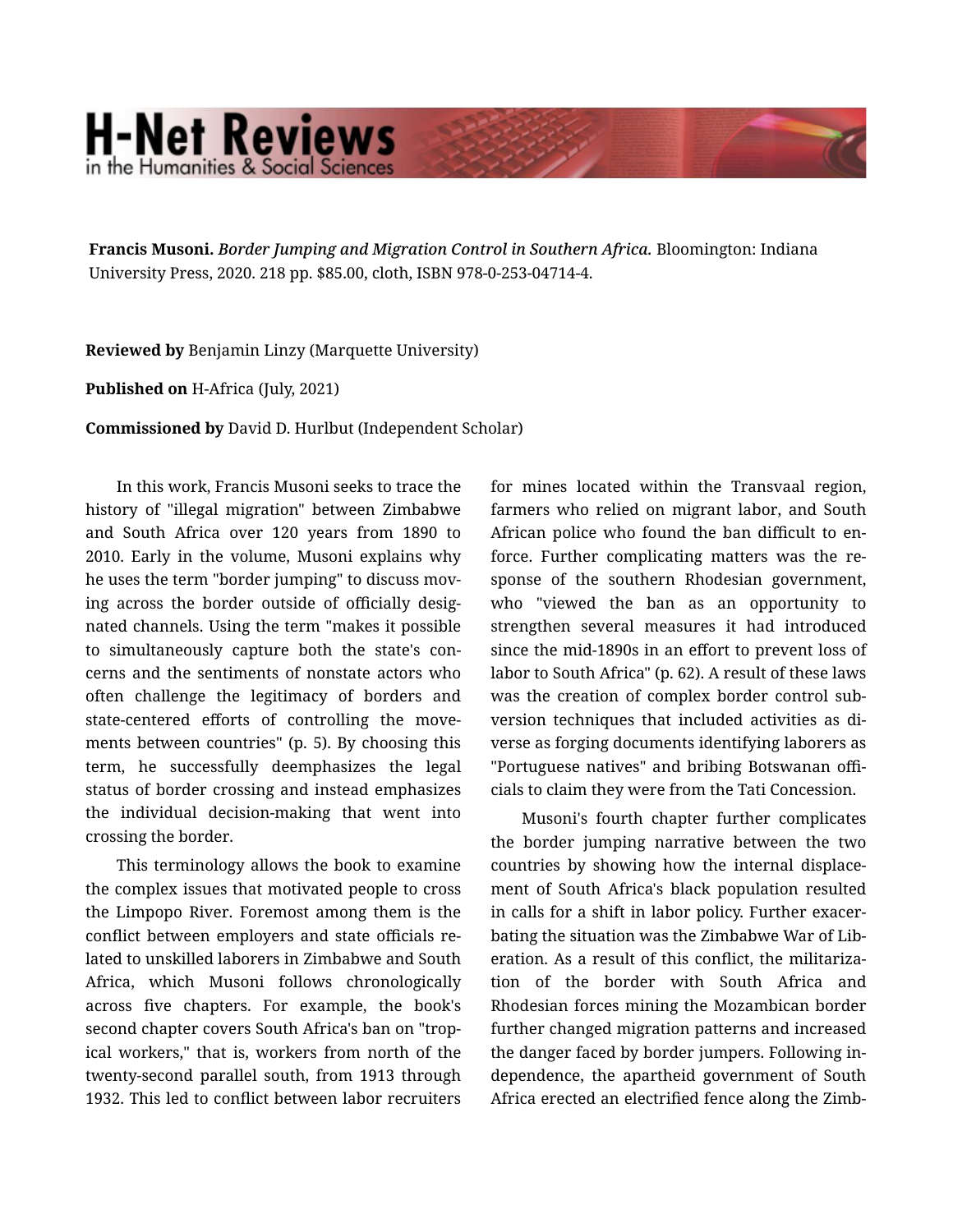**Francis Musoni.** *Border Jumping and Migration Control in Southern Africa.* Bloomington: Indiana University Press, 2020. 218 pp. $85.00, cloth, ISBN 978-0-253-04714-4.

**Reviewed by** Benjamin Linzy (Marquette University)

**Published on** H-Africa (July, 2021)

**Commissioned by** David D. Hurlbut (Independent Scholar)

In this work, Francis Musoni seeks to trace the history of "illegal migration" between Zimbabwe and South Africa over 120 years from 1890 to 2010. Early in the volume, Musoni explains why he uses the term "border jumping" to discuss moving across the border outside of officially designated channels. Using the term "makes it possible to simultaneously capture both the state's concerns and the sentiments of nonstate actors who often challenge the legitimacy of borders and state-centered efforts of controlling the movements between countries" (p. 5). By choosing this term, he successfully deemphasizes the legal status of border crossing and instead emphasizes the individual decision-making that went into crossing the border.

This terminology allows the book to examine the complex issues that motivated people to cross the Limpopo River. Foremost among them is the conflict between employers and state officials related to unskilled laborers in Zimbabwe and South Africa, which Musoni follows chronologically across five chapters. For example, the book's second chapter covers South Africa's ban on "tropical workers," that is, workers from north of the twenty-second parallel south, from 1913 through 1932. This led to conflict between labor recruiters for mines located within the Transvaal region, farmers who relied on migrant labor, and South African police who found the ban difficult to enforce. Further complicating matters was the response of the southern Rhodesian government, who "viewed the ban as an opportunity to strengthen several measures it had introduced since the mid-1890s in an effort to prevent loss of labor to South Africa" (p. 62). A result of these laws was the creation of complex border control subversion techniques that included activities as diverse as forging documents identifying laborers as "Portuguese natives" and bribing Botswanan officials to claim they were from the Tati Concession.

Musoni's fourth chapter further complicates the border jumping narrative between the two countries by showing how the internal displacement of South Africa's black population resulted in calls for a shift in labor policy. Further exacerbating the situation was the Zimbabwe War of Liberation. As a result of this conflict, the militarization of the border with South Africa and Rhodesian forces mining the Mozambican border further changed migration patterns and increased the danger faced by border jumpers. Following independence, the apartheid government of South Africa erected an electrified fence along the Zimb-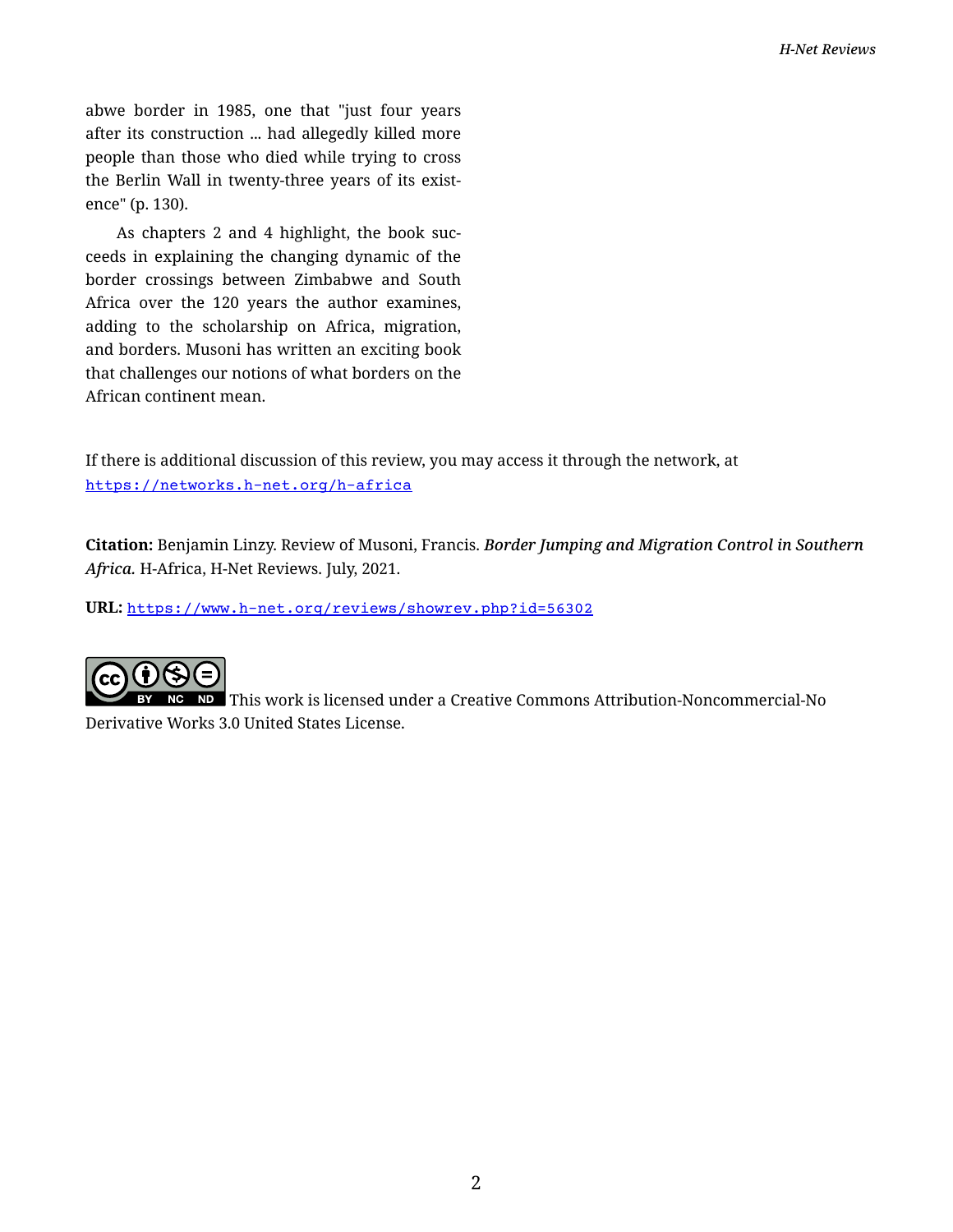abwe border in 1985, one that "just four years after its construction ... had allegedly killed more people than those who died while trying to cross the Berlin Wall in twenty-three years of its existence" (p. 130).

As chapters 2 and 4 highlight, the book succeeds in explaining the changing dynamic of the border crossings between Zimbabwe and South Africa over the 120 years the author examines, adding to the scholarship on Africa, migration, and borders. Musoni has written an exciting book that challenges our notions of what borders on the African continent mean.

If there is additional discussion of this review, you may access it through the network, at https://networks.h-net.org/h-africa

**Citation:** Benjamin Linzy. Review of Musoni, Francis. ***Border Jumping and Migration Control in Southern Africa.*** H-Africa, H-Net Reviews. July, 2021.

**URL:** https://www.h-net.org/reviews/showrev.php?id=56302

This work is licensed under a Creative Commons Attribution-Noncommercial-No Derivative Works 3.0 United States License.